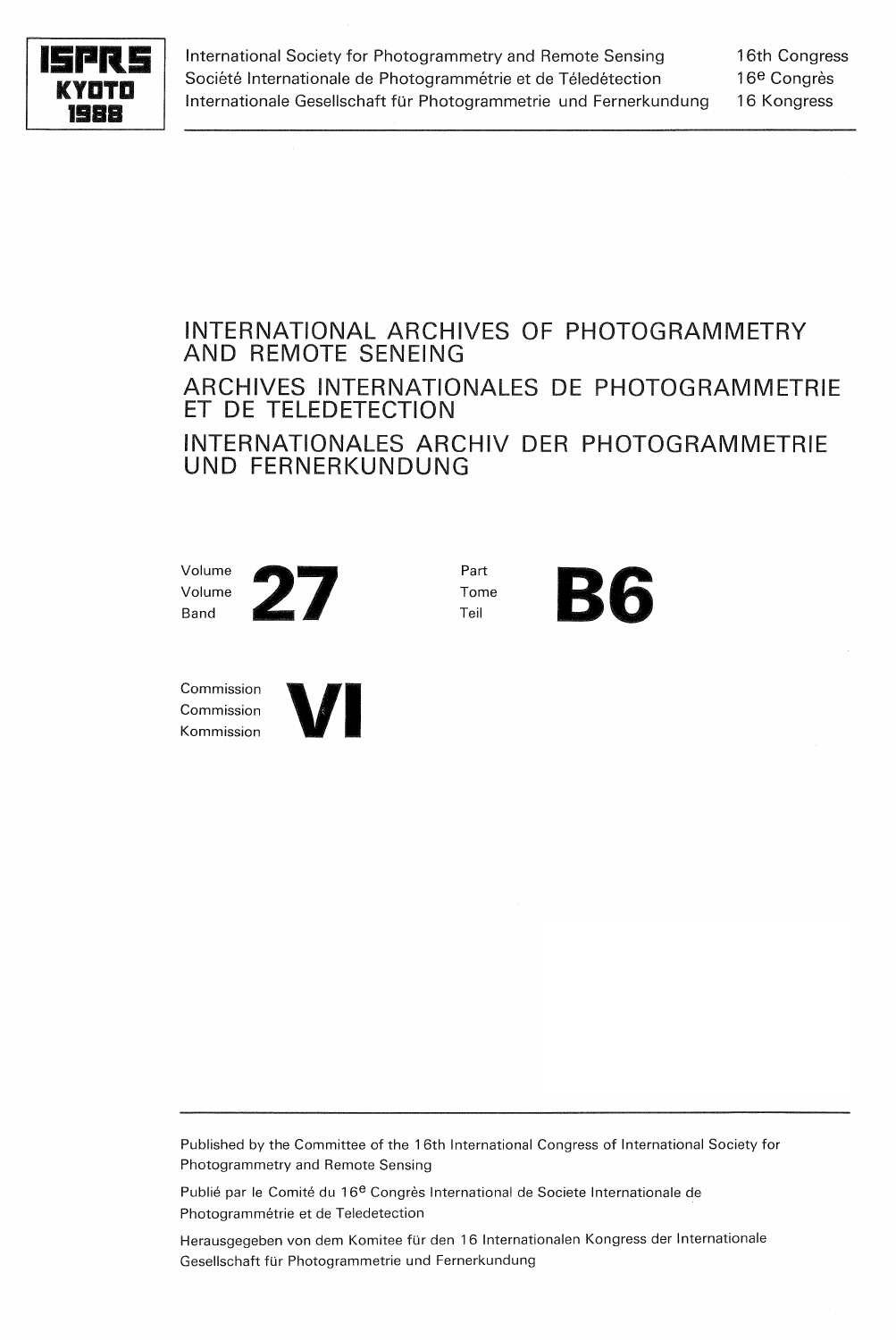**ISPRS KYOTO 1988**

International Society for Photogrammetry and Remote Sensing — 16th Congress
Société Internationale de Photogrammétrie et de Télédétection — 16e Congrès
Internationale Gesellschaft für Photogrammetrie und Fernerkundung — 16 Kongress

# INTERNATIONAL ARCHIVES OF PHOTOGRAMMETRY AND REMOTE SENEING

# ARCHIVES INTERNATIONALES DE PHOTOGRAMMETRIE ET DE TELEDETECTION

# INTERNATIONALES ARCHIV DER PHOTOGRAMMETRIE UND FERNERKUNDUNG

Volume / Volume / Band **27**

Part / Tome / Teil **B6**

Commission / Commission / Kommission **VI**

---

Published by the Committee of the 16th International Congress of International Society for Photogrammetry and Remote Sensing

Publié par le Comité du 16e Congrès International de Societe Internationale de Photogrammétrie et de Teledetection

Herausgegeben von dem Komitee für den 16 Internationalen Kongress der Internationale Gesellschaft für Photogrammetrie und Fernerkundung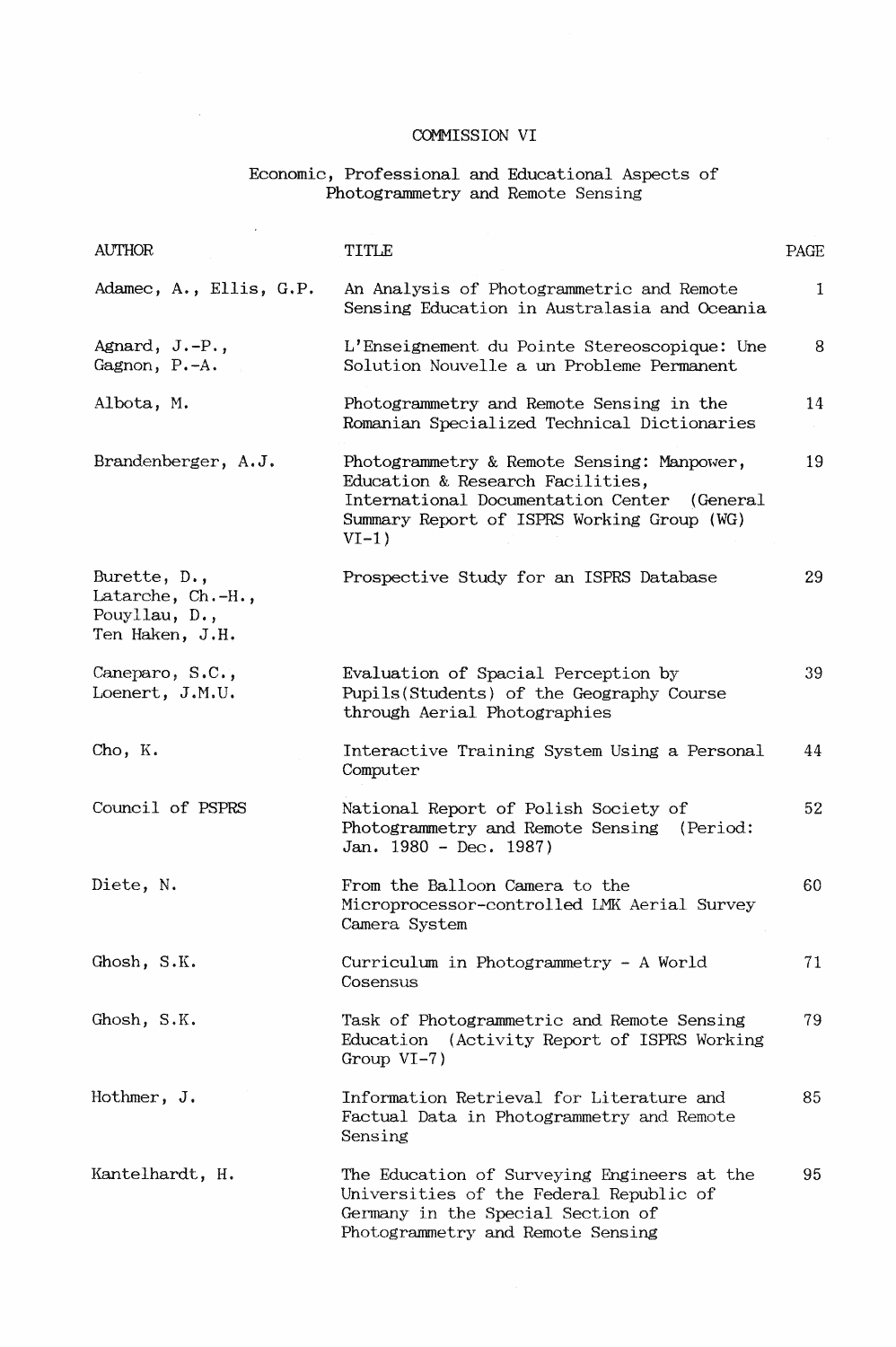# COMMISSION VI

## Economic, Professional and Educational Aspects of Photogrammetry and Remote Sensing

| AUTHOR | TITLE | PAGE |
|---|---|---|
| Adamec, A., Ellis, G.P. | An Analysis of Photogrammetric and Remote Sensing Education in Australasia and Oceania | 1 |
| Agnard, J.-P., Gagnon, P.-A. | L'Enseignement du Pointe Stereoscopique: Une Solution Nouvelle a un Probleme Permanent | 8 |
| Albota, M. | Photogrammetry and Remote Sensing in the Romanian Specialized Technical Dictionaries | 14 |
| Brandenberger, A.J. | Photogrammetry & Remote Sensing: Manpower, Education & Research Facilities, International Documentation Center (General Summary Report of ISPRS Working Group (WG) VI-1) | 19 |
| Burette, D., Latarche, Ch.-H., Pouyllau, D., Ten Haken, J.H. | Prospective Study for an ISPRS Database | 29 |
| Caneparo, S.C., Loenert, J.M.U. | Evaluation of Spacial Perception by Pupils(Students) of the Geography Course through Aerial Photographies | 39 |
| Cho, K. | Interactive Training System Using a Personal Computer | 44 |
| Council of PSPRS | National Report of Polish Society of Photogrammetry and Remote Sensing (Period: Jan. 1980 - Dec. 1987) | 52 |
| Diete, N. | From the Balloon Camera to the Microprocessor-controlled LMK Aerial Survey Camera System | 60 |
| Ghosh, S.K. | Curriculum in Photogrammetry - A World Cosensus | 71 |
| Ghosh, S.K. | Task of Photogrammetric and Remote Sensing Education (Activity Report of ISPRS Working Group VI-7) | 79 |
| Hothmer, J. | Information Retrieval for Literature and Factual Data in Photogrammetry and Remote Sensing | 85 |
| Kantelhardt, H. | The Education of Surveying Engineers at the Universities of the Federal Republic of Germany in the Special Section of Photogrammetry and Remote Sensing | 95 |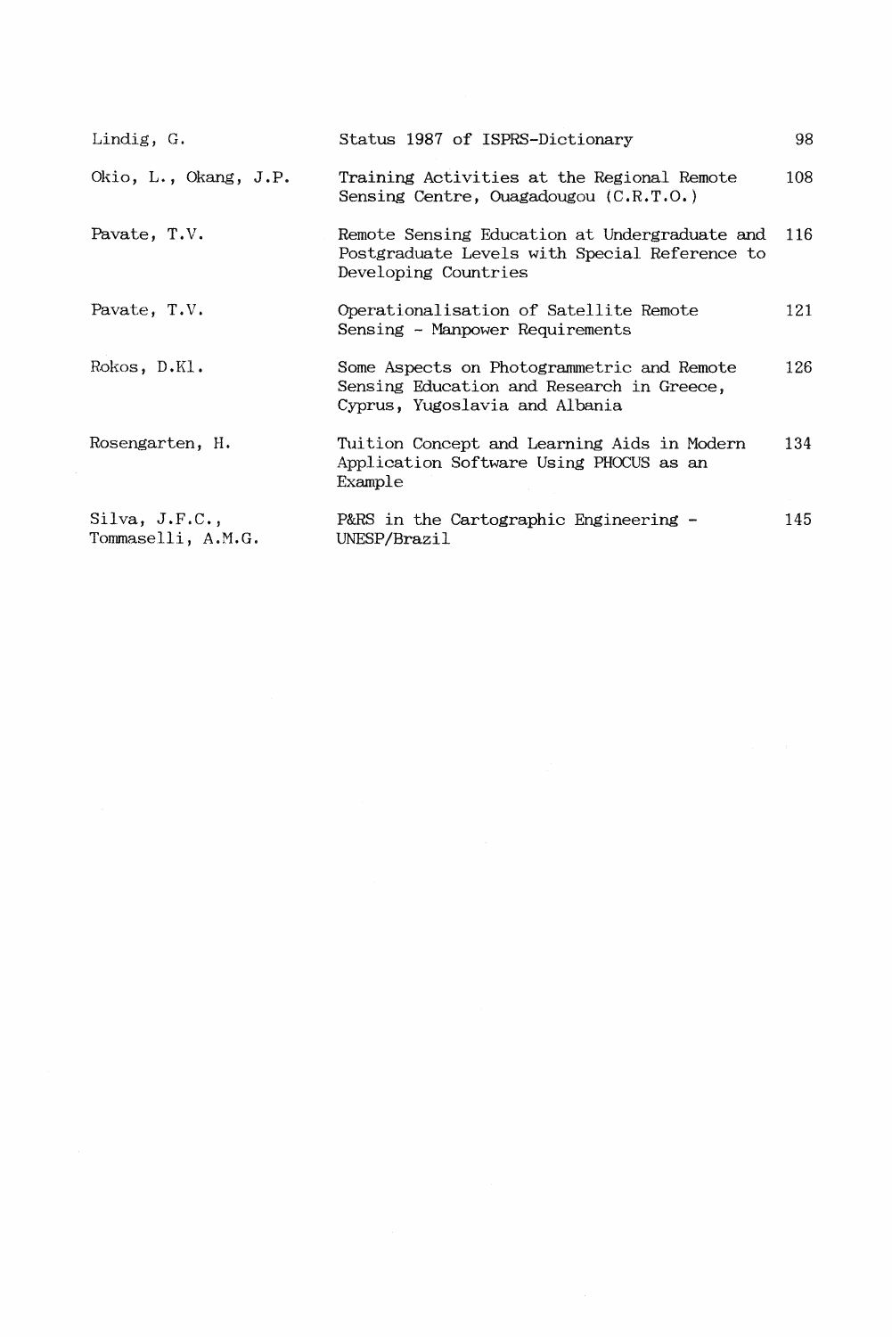| | | |
|---|---|---|
| Lindig, G. | Status 1987 of ISPRS-Dictionary | 98 |
| Okio, L., Okang, J.P. | Training Activities at the Regional Remote Sensing Centre, Ouagadougou (C.R.T.O.) | 108 |
| Pavate, T.V. | Remote Sensing Education at Undergraduate and Postgraduate Levels with Special Reference to Developing Countries | 116 |
| Pavate, T.V. | Operationalisation of Satellite Remote Sensing - Manpower Requirements | 121 |
| Rokos, D.Kl. | Some Aspects on Photogrammetric and Remote Sensing Education and Research in Greece, Cyprus, Yugoslavia and Albania | 126 |
| Rosengarten, H. | Tuition Concept and Learning Aids in Modern Application Software Using PHOCUS as an Example | 134 |
| Silva, J.F.C., Tommaselli, A.M.G. | P&RS in the Cartographic Engineering - UNESP/Brazil | 145 |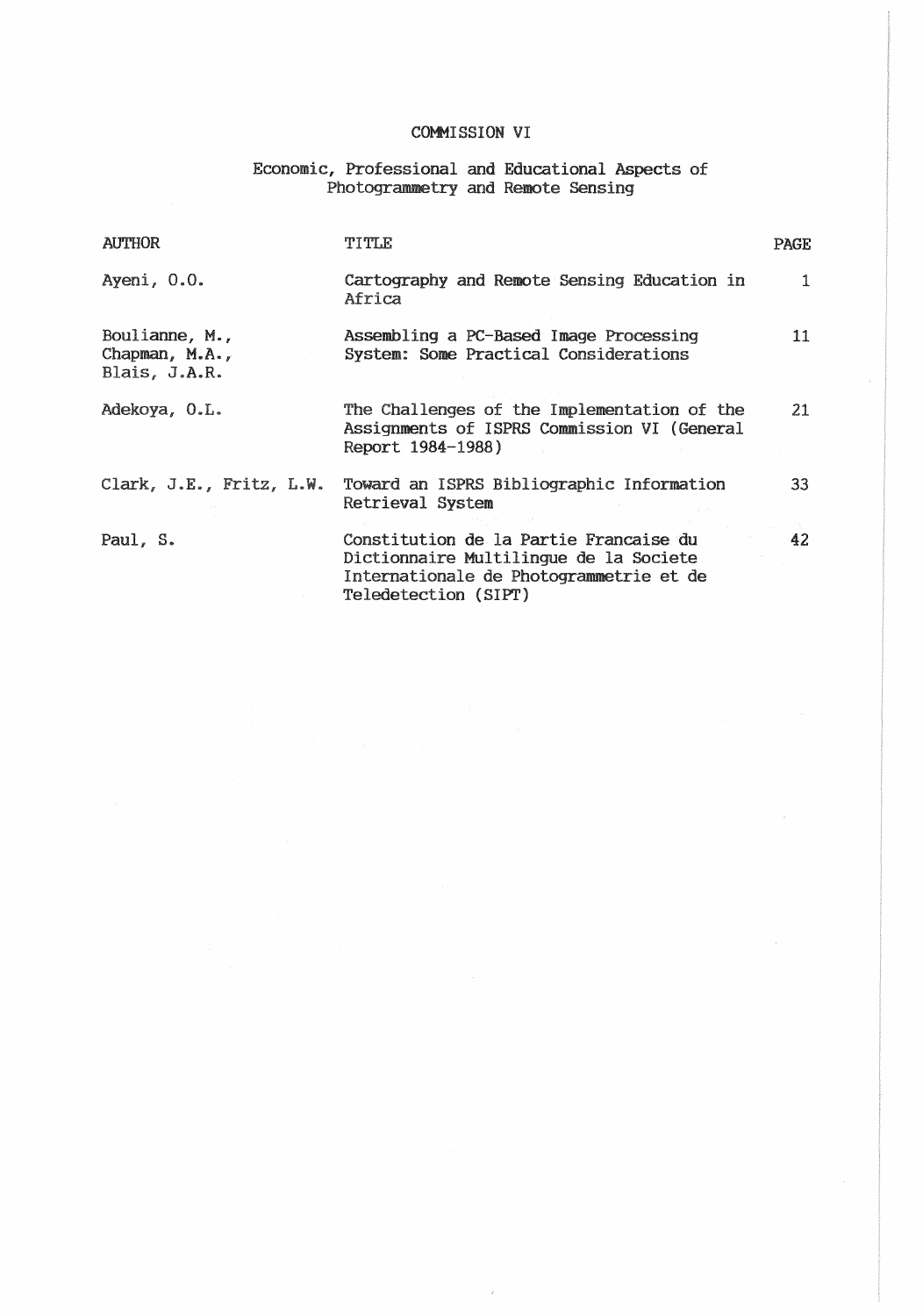# COMMISSION VI

## Economic, Professional and Educational Aspects of Photogrammetry and Remote Sensing

| AUTHOR | TITLE | PAGE |
|---|---|---|
| Ayeni, O.O. | Cartography and Remote Sensing Education in Africa | 1 |
| Boulianne, M., Chapman, M.A., Blais, J.A.R. | Assembling a PC-Based Image Processing System: Some Practical Considerations | 11 |
| Adekoya, O.L. | The Challenges of the Implementation of the Assignments of ISPRS Commission VI (General Report 1984-1988) | 21 |
| Clark, J.E., Fritz, L.W. | Toward an ISPRS Bibliographic Information Retrieval System | 33 |
| Paul, S. | Constitution de la Partie Francaise du Dictionnaire Multilingue de la Societe Internationale de Photogrammetrie et de Teledetection (SIPT) | 42 |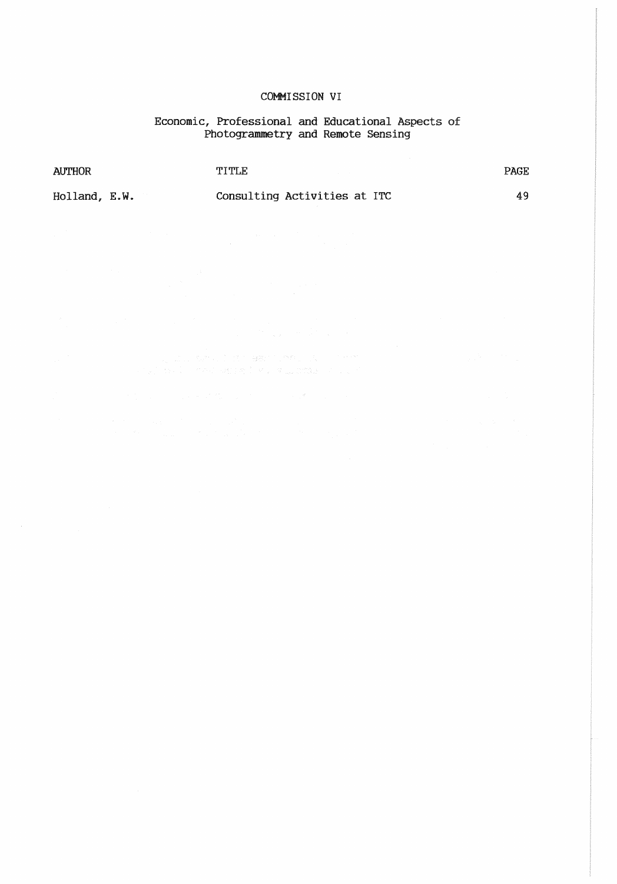# COMMISSION VI

## Economic, Professional and Educational Aspects of Photogrammetry and Remote Sensing

| AUTHOR | TITLE | PAGE |
| --- | --- | --- |
| Holland, E.W. | Consulting Activities at ITC | 49 |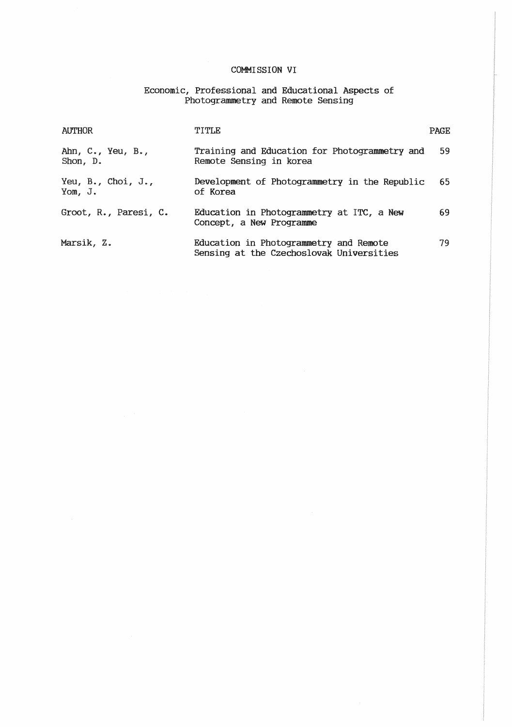# COMMISSION VI

## Economic, Professional and Educational Aspects of Photogrammetry and Remote Sensing

| AUTHOR | TITLE | PAGE |
|---|---|---|
| Ahn, C., Yeu, B., Shon, D. | Training and Education for Photogrammetry and Remote Sensing in korea | 59 |
| Yeu, B., Choi, J., Yom, J. | Development of Photogrammetry in the Republic of Korea | 65 |
| Groot, R., Paresi, C. | Education in Photogrammetry at ITC, a New Concept, a New Programme | 69 |
| Marsik, Z. | Education in Photogrammetry and Remote Sensing at the Czechoslovak Universities | 79 |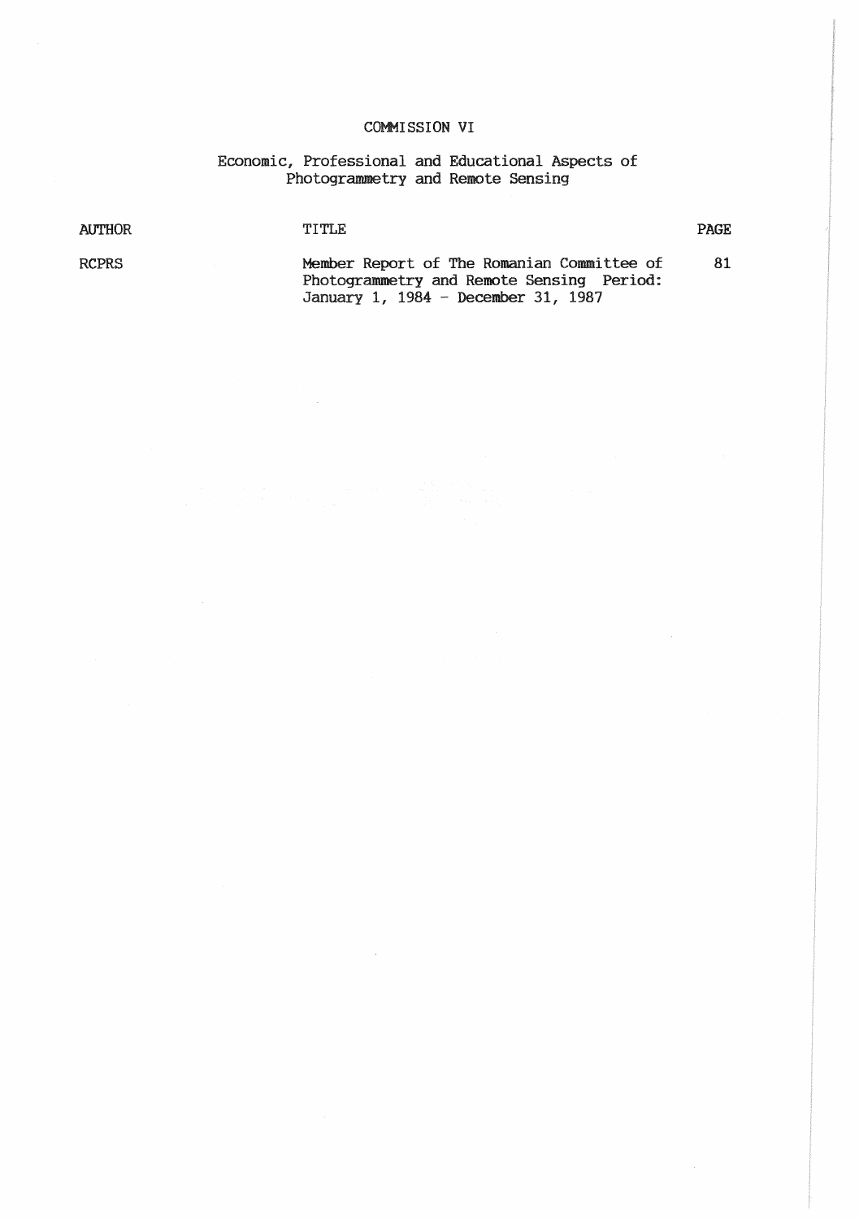# COMMISSION VI

## Economic, Professional and Educational Aspects of Photogrammetry and Remote Sensing

| AUTHOR | TITLE | PAGE |
|---|---|---|
| RCPRS | Member Report of The Romanian Committee of Photogrammetry and Remote Sensing Period: January 1, 1984 - December 31, 1987 | 81 |